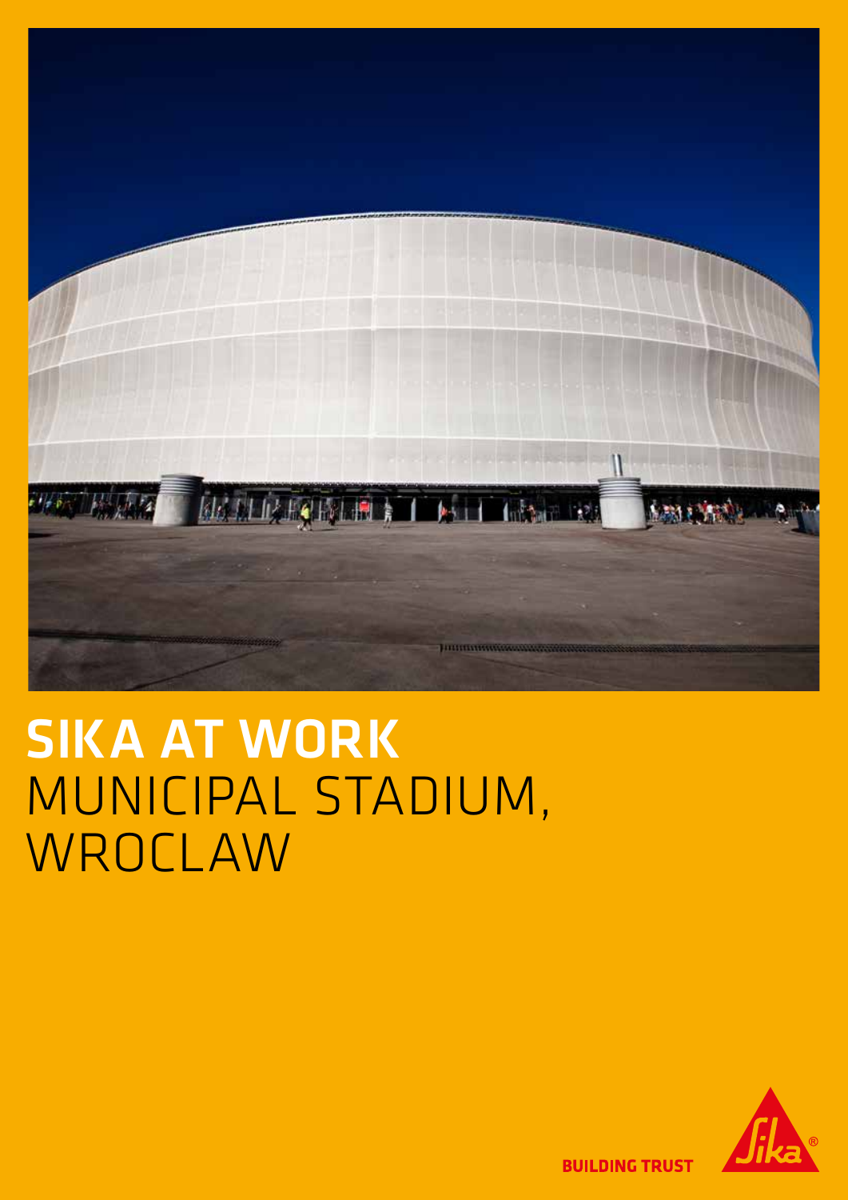# SIKA AT WORK
## MUNICIPAL STADIUM, WROCLAW

BUILDING TRUST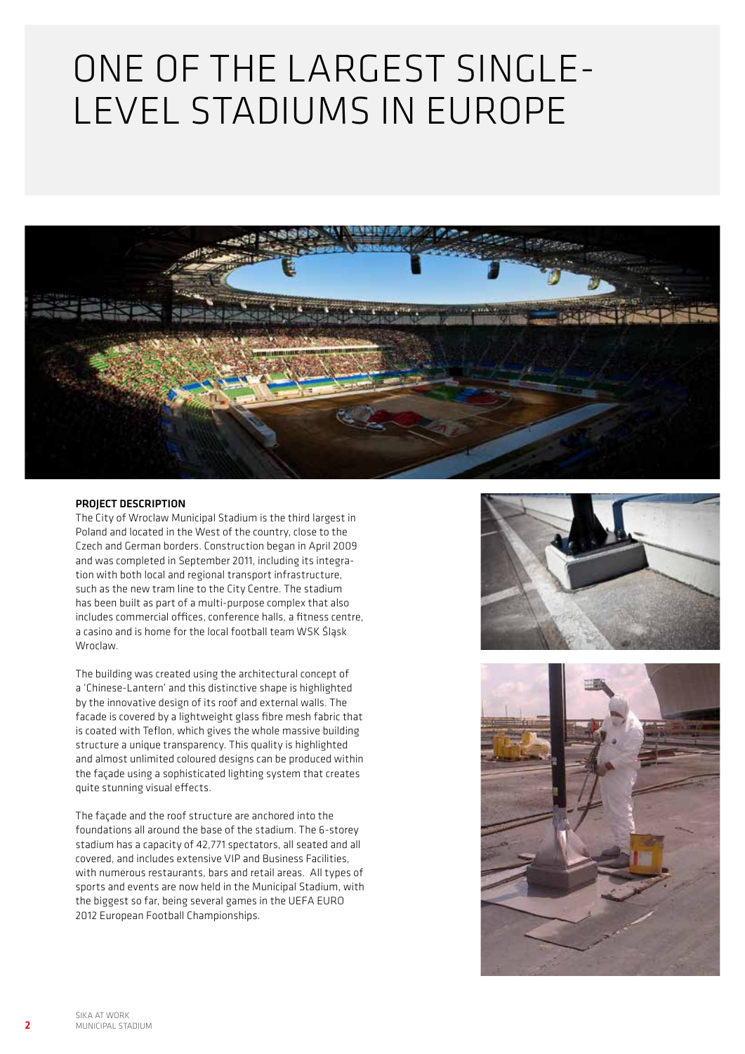# ONE OF THE LARGEST SINGLE-LEVEL STADIUMS IN EUROPE

**PROJECT DESCRIPTION**

The City of Wroclaw Municipal Stadium is the third largest in Poland and located in the West of the country, close to the Czech and German borders. Construction began in April 2009 and was completed in September 2011, including its integration with both local and regional transport infrastructure, such as the new tram line to the City Centre. The stadium has been built as part of a multi-purpose complex that also includes commercial offices, conference halls, a fitness centre, a casino and is home for the local football team WSK Śląsk Wroclaw.

The building was created using the architectural concept of a 'Chinese-Lantern' and this distinctive shape is highlighted by the innovative design of its roof and external walls. The facade is covered by a lightweight glass fibre mesh fabric that is coated with Teflon, which gives the whole massive building structure a unique transparency. This quality is highlighted and almost unlimited coloured designs can be produced within the façade using a sophisticated lighting system that creates quite stunning visual effects.

The façade and the roof structure are anchored into the foundations all around the base of the stadium. The 6-storey stadium has a capacity of 42,771 spectators, all seated and all covered, and includes extensive VIP and Business Facilities, with numerous restaurants, bars and retail areas. All types of sports and events are now held in the Municipal Stadium, with the biggest so far, being several games in the UEFA EURO 2012 European Football Championships.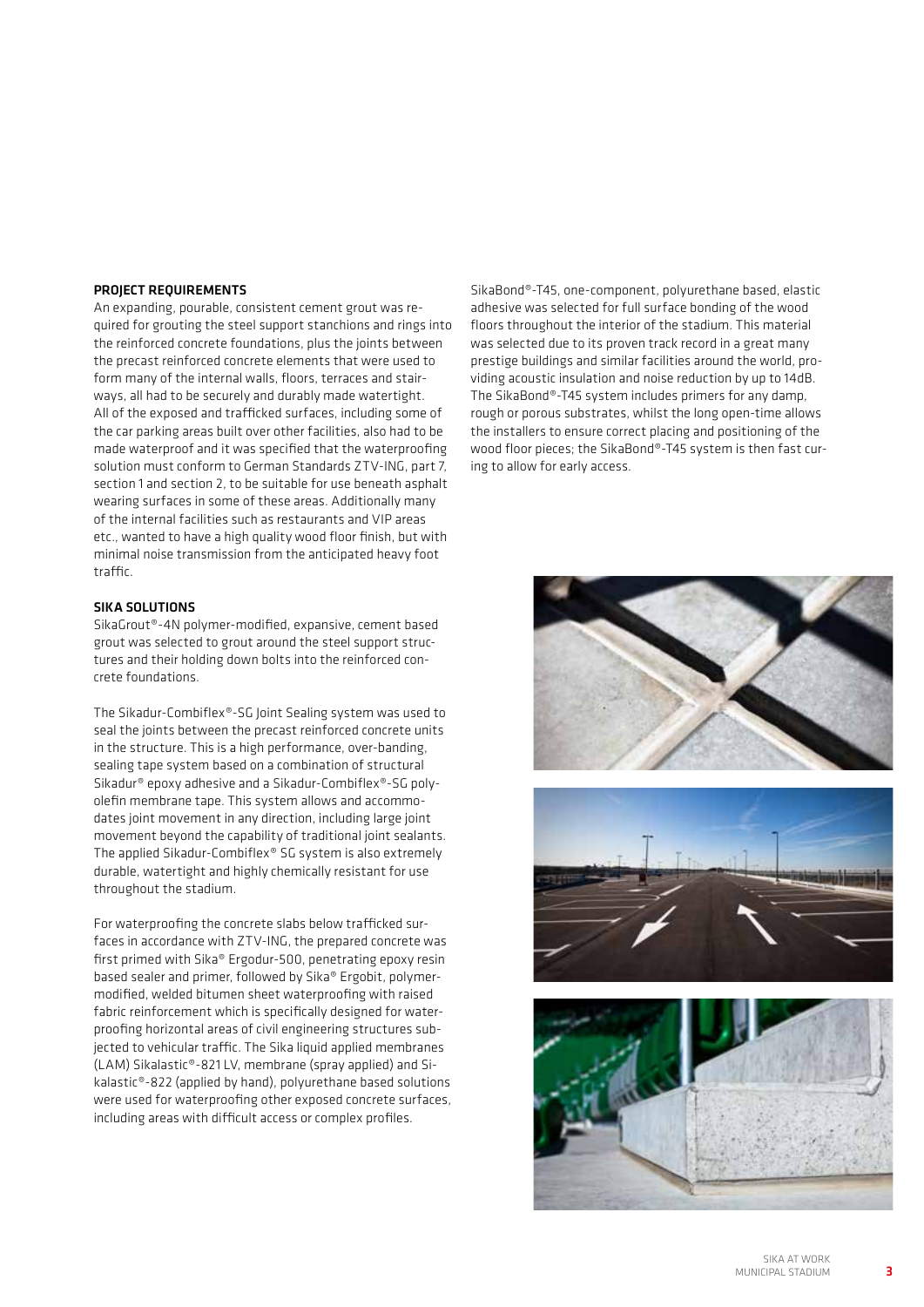## PROJECT REQUIREMENTS

An expanding, pourable, consistent cement grout was required for grouting the steel support stanchions and rings into the reinforced concrete foundations, plus the joints between the precast reinforced concrete elements that were used to form many of the internal walls, floors, terraces and stairways, all had to be securely and durably made watertight. All of the exposed and trafficked surfaces, including some of the car parking areas built over other facilities, also had to be made waterproof and it was specified that the waterproofing solution must conform to German Standards ZTV-ING, part 7, section 1 and section 2, to be suitable for use beneath asphalt wearing surfaces in some of these areas. Additionally many of the internal facilities such as restaurants and VIP areas etc., wanted to have a high quality wood floor finish, but with minimal noise transmission from the anticipated heavy foot traffic.

## SIKA SOLUTIONS

SikaGrout®-4N polymer-modified, expansive, cement based grout was selected to grout around the steel support structures and their holding down bolts into the reinforced concrete foundations.

The Sikadur-Combiflex®-SG Joint Sealing system was used to seal the joints between the precast reinforced concrete units in the structure. This is a high performance, over-banding, sealing tape system based on a combination of structural Sikadur® epoxy adhesive and a Sikadur-Combiflex®-SG polyolefin membrane tape. This system allows and accommodates joint movement in any direction, including large joint movement beyond the capability of traditional joint sealants. The applied Sikadur-Combiflex® SG system is also extremely durable, watertight and highly chemically resistant for use throughout the stadium.

For waterproofing the concrete slabs below trafficked surfaces in accordance with ZTV-ING, the prepared concrete was first primed with Sika® Ergodur-500, penetrating epoxy resin based sealer and primer, followed by Sika® Ergobit, polymer-modified, welded bitumen sheet waterproofing with raised fabric reinforcement which is specifically designed for waterproofing horizontal areas of civil engineering structures subjected to vehicular traffic. The Sika liquid applied membranes (LAM) Sikalastic®-821 LV, membrane (spray applied) and Sikalastic®-822 (applied by hand), polyurethane based solutions were used for waterproofing other exposed concrete surfaces, including areas with difficult access or complex profiles.

SikaBond®-T45, one-component, polyurethane based, elastic adhesive was selected for full surface bonding of the wood floors throughout the interior of the stadium. This material was selected due to its proven track record in a great many prestige buildings and similar facilities around the world, providing acoustic insulation and noise reduction by up to 14dB. The SikaBond®-T45 system includes primers for any damp, rough or porous substrates, whilst the long open-time allows the installers to ensure correct placing and positioning of the wood floor pieces; the SikaBond®-T45 system is then fast curing to allow for early access.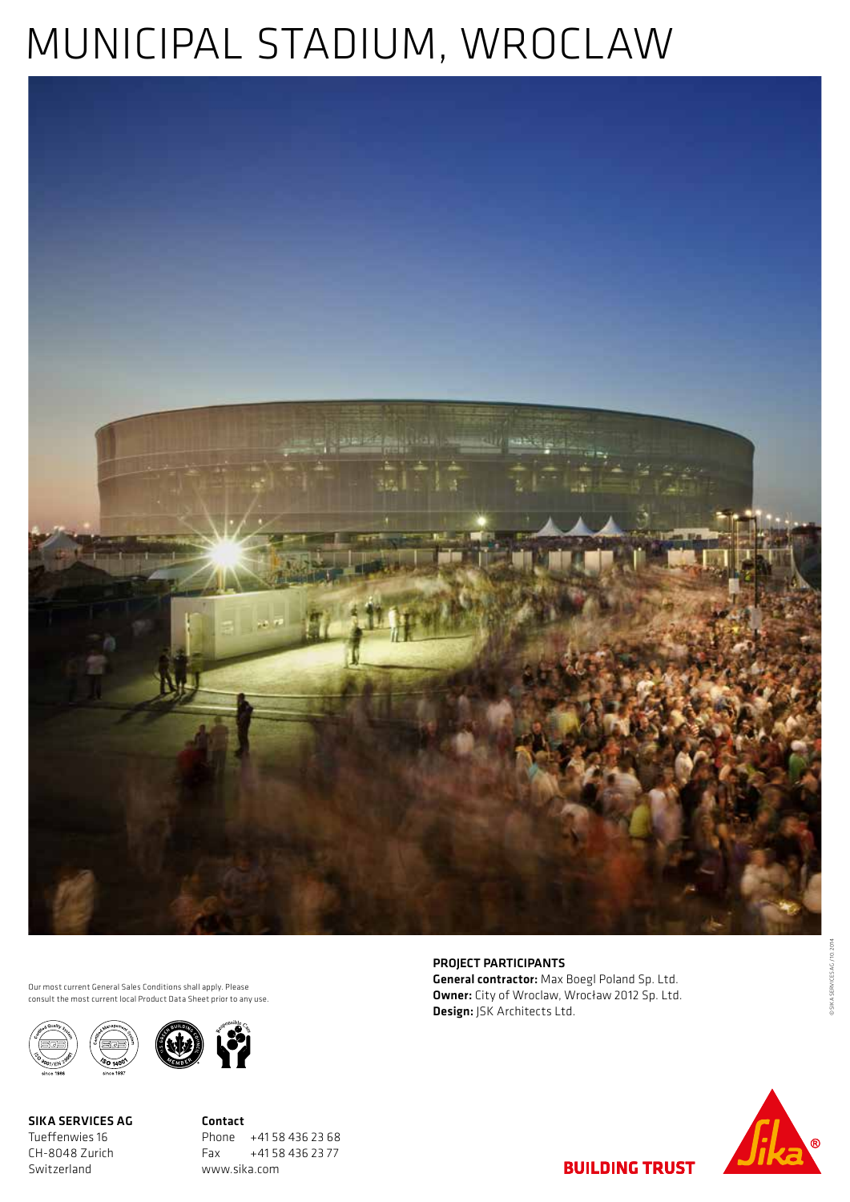# MUNICIPAL STADIUM, WROCLAW

Our most current General Sales Conditions shall apply. Please consult the most current local Product Data Sheet prior to any use.

**PROJECT PARTICIPANTS**
**General contractor:** Max Boegl Poland Sp. Ltd.
**Owner:** City of Wroclaw, Wrocław 2012 Sp. Ltd.
**Design:** JSK Architects Ltd.

© SIKA SERVICES AG / TO 2014

**SIKA SERVICES AG**
Tueffenwies 16
CH-8048 Zurich
Switzerland

**Contact**
Phone +41 58 436 23 68
Fax +41 58 436 23 77
www.sika.com

**BUILDING TRUST**